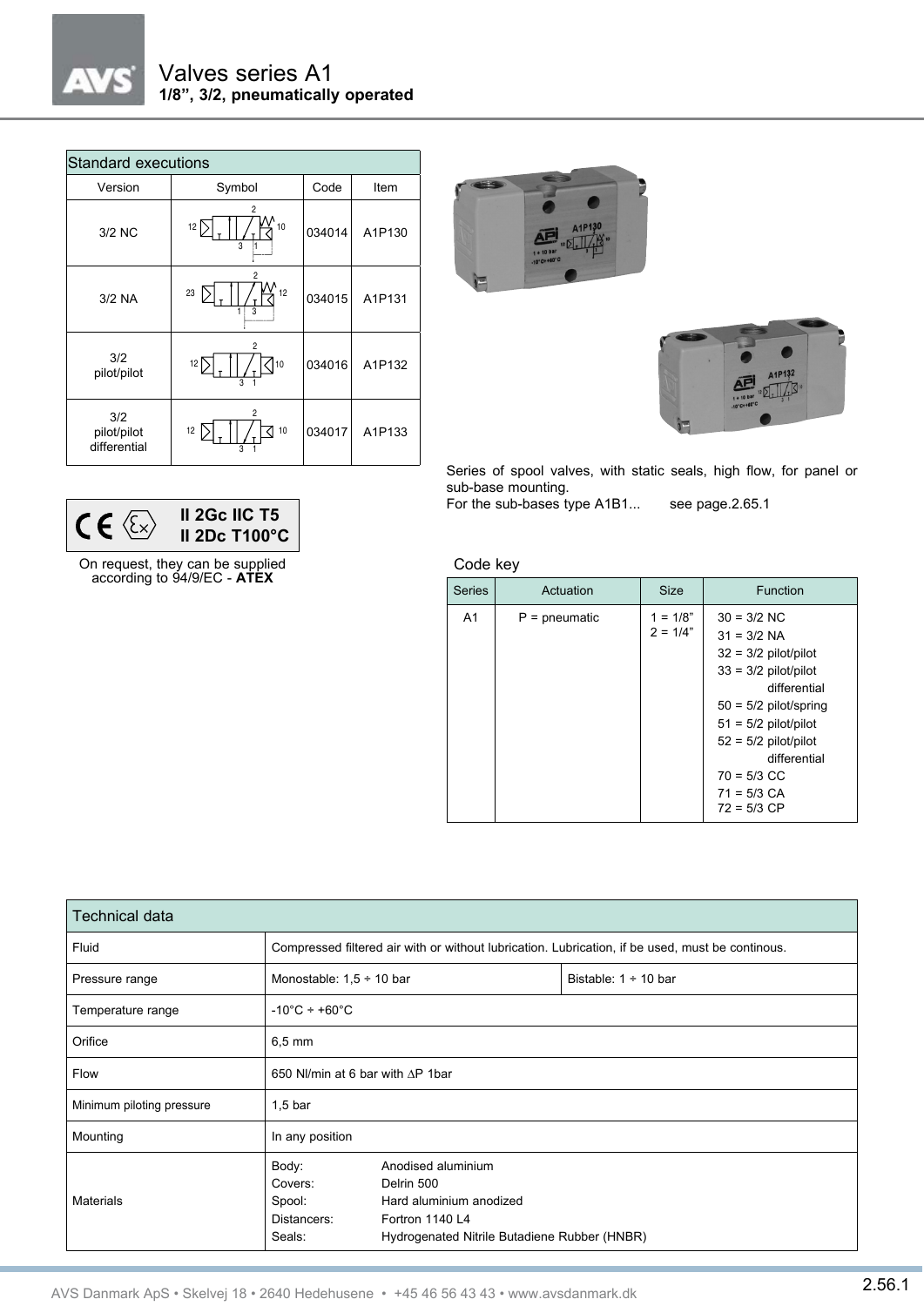# Valves series A1

**1/8", 3/2, pneumatically operated**

| Standard executions | | | |
|---|---|---|---|
| Version | Symbol | Code | Item |
| 3/2 NC | | 034014 | A1P130 |
| 3/2 NA | | 034015 | A1P131 |
| 3/2 pilot/pilot | | 034016 | A1P132 |
| 3/2 pilot/pilot differential | | 034017 | A1P133 |

**II 2Gc IIC T5**
**II 2Dc T100°C**

On request, they can be supplied according to 94/9/EC - **ATEX**

Series of spool valves, with static seals, high flow, for panel or sub-base mounting.
For the sub-bases type A1B1... see page.2.65.1

Code key

| Series | Actuation | Size | Function |
|---|---|---|---|
| A1 | P = pneumatic | 1 = 1/8"<br>2 = 1/4" | 30 = 3/2 NC<br>31 = 3/2 NA<br>32 = 3/2 pilot/pilot<br>33 = 3/2 pilot/pilot differential<br>50 = 5/2 pilot/spring<br>51 = 5/2 pilot/pilot<br>52 = 5/2 pilot/pilot differential<br>70 = 5/3 CC<br>71 = 5/3 CA<br>72 = 5/3 CP |

| Technical data | | |
|---|---|---|
| Fluid | Compressed filtered air with or without lubrication. Lubrication, if be used, must be continous. | |
| Pressure range | Monostable: 1,5 ÷ 10 bar | Bistable: 1 ÷ 10 bar |
| Temperature range | -10°C ÷ +60°C | |
| Orifice | 6,5 mm | |
| Flow | 650 Nl/min at 6 bar with ∆P 1bar | |
| Minimum piloting pressure | 1,5 bar | |
| Mounting | In any position | |
| Materials | Body: Anodised aluminium<br>Covers: Delrin 500<br>Spool: Hard aluminium anodized<br>Distancers: Fortron 1140 L4<br>Seals: Hydrogenated Nitrile Butadiene Rubber (HNBR) | |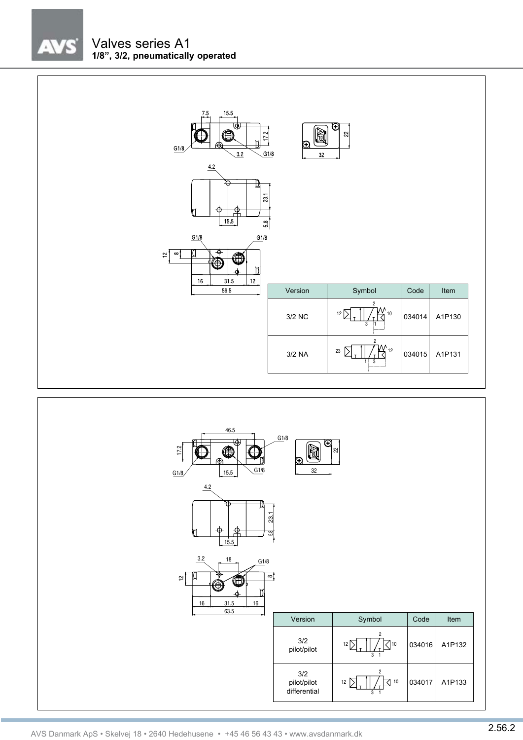# Valves series A1

**1/8", 3/2, pneumatically operated**

7.5
15.5
17.2
G1/8
3.2
G1/8
22
32
4.2
23.1
15.5
5.8
G1/8
G1/8
12
8
16
31.5
12
59.5

| Version | Symbol | Code | Item |
|---|---|---|---|
| 3/2 NC | 12 2 10 3 1 | 034014 | A1P130 |
| 3/2 NA | 23 2 12 1 3 | 034015 | A1P131 |

46.5
G1/8
17.2
G1/8
15.5
G1/8
22
32
4.2
23.1
5.8
15.5
3.2
18
G1/8
12
8
16
31.5
16
63.5

| Version | Symbol | Code | Item |
|---|---|---|---|
| 3/2 pilot/pilot | 12 2 10 3 1 | 034016 | A1P132 |
| 3/2 pilot/pilot differential | 12 2 10 3 1 | 034017 | A1P133 |

AVS Danmark ApS • Skelvej 18 • 2640 Hedehusene • +45 46 56 43 43 • www.avsdanmark.dk